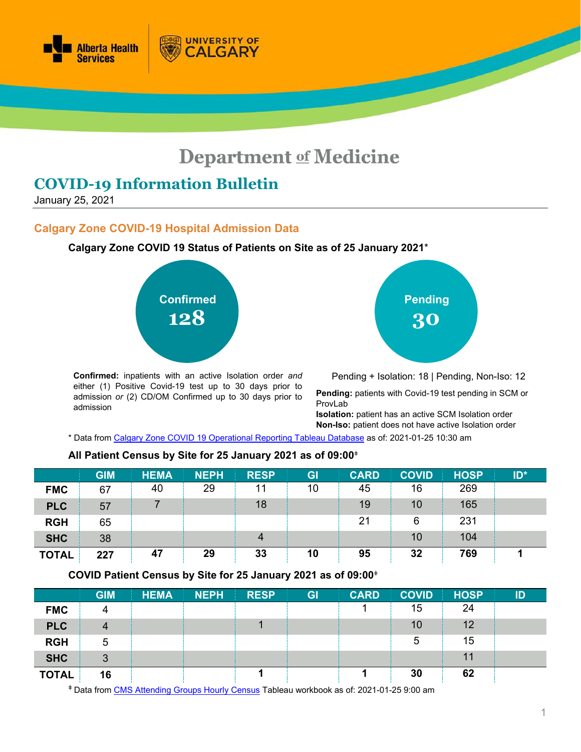# Department of Medicine

## COVID-19 Information Bulletin

January 25, 2021

### Calgary Zone COVID-19 Hospital Admission Data

**Calgary Zone COVID 19 Status of Patients on Site as of 25 January 2021***

**Confirmed**
**128**

**Pending**
**30**

**Confirmed:** inpatients with an active Isolation order *and* either (1) Positive Covid-19 test up to 30 days prior to admission *or* (2) CD/OM Confirmed up to 30 days prior to admission

Pending + Isolation: 18 | Pending, Non-Iso: 12

**Pending:** patients with Covid-19 test pending in SCM or ProvLab
**Isolation:** patient has an active SCM Isolation order
**Non-Iso:** patient does not have active Isolation order

* Data from Calgary Zone COVID 19 Operational Reporting Tableau Database as of: 2021-01-25 10:30 am

**All Patient Census by Site for 25 January 2021 as of 09:00‡**

| | GIM | HEMA | NEPH | RESP | GI | CARD | COVID | HOSP | ID* |
|---|---|---|---|---|---|---|---|---|---|
| **FMC** | 67 | 40 | 29 | 11 | 10 | 45 | 16 | 269 | |
| **PLC** | 57 | 7 | | 18 | | 19 | 10 | 165 | |
| **RGH** | 65 | | | | | 21 | 6 | 231 | |
| **SHC** | 38 | | | 4 | | | 10 | 104 | |
| **TOTAL** | **227** | **47** | **29** | **33** | **10** | **95** | **32** | **769** | **1** |

**COVID Patient Census by Site for 25 January 2021 as of 09:00‡**

| | GIM | HEMA | NEPH | RESP | GI | CARD | COVID | HOSP | ID |
|---|---|---|---|---|---|---|---|---|---|
| **FMC** | 4 | | | | | 1 | 15 | 24 | |
| **PLC** | 4 | | | 1 | | | 10 | 12 | |
| **RGH** | 5 | | | | | | 5 | 15 | |
| **SHC** | 3 | | | | | | | 11 | |
| **TOTAL** | **16** | | | **1** | | **1** | **30** | **62** | |

‡ Data from CMS Attending Groups Hourly Census Tableau workbook as of: 2021-01-25 9:00 am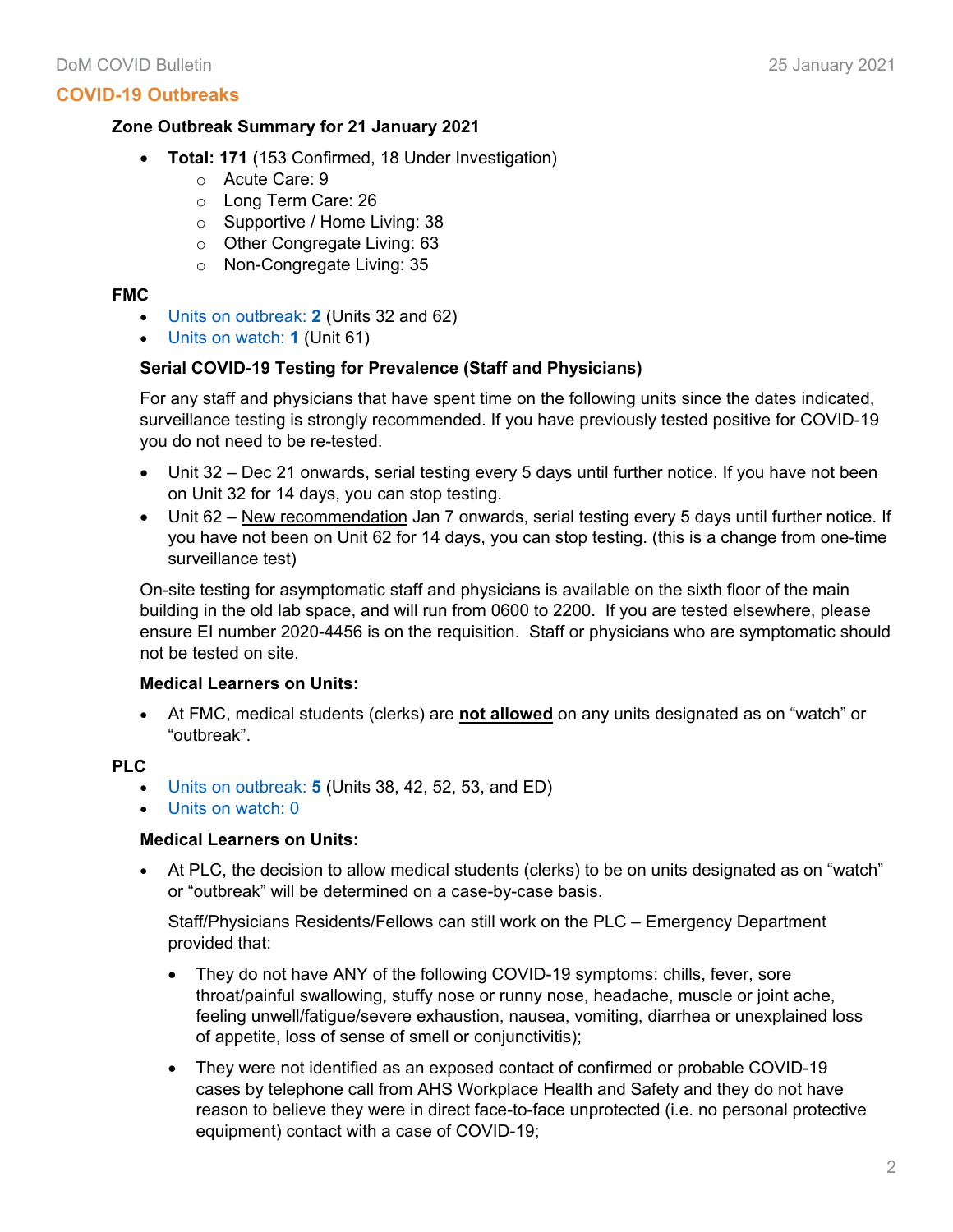## COVID-19 Outbreaks

**Zone Outbreak Summary for 21 January 2021**

- **Total: 171** (153 Confirmed, 18 Under Investigation)
  - Acute Care: 9
  - Long Term Care: 26
  - Supportive / Home Living: 38
  - Other Congregate Living: 63
  - Non-Congregate Living: 35

**FMC**

- Units on outbreak: **2** (Units 32 and 62)
- Units on watch: **1** (Unit 61)

**Serial COVID-19 Testing for Prevalence (Staff and Physicians)**

For any staff and physicians that have spent time on the following units since the dates indicated, surveillance testing is strongly recommended. If you have previously tested positive for COVID-19 you do not need to be re-tested.

- Unit 32 – Dec 21 onwards, serial testing every 5 days until further notice. If you have not been on Unit 32 for 14 days, you can stop testing.
- Unit 62 – New recommendation Jan 7 onwards, serial testing every 5 days until further notice. If you have not been on Unit 62 for 14 days, you can stop testing. (this is a change from one-time surveillance test)

On-site testing for asymptomatic staff and physicians is available on the sixth floor of the main building in the old lab space, and will run from 0600 to 2200. If you are tested elsewhere, please ensure EI number 2020-4456 is on the requisition. Staff or physicians who are symptomatic should not be tested on site.

**Medical Learners on Units:**

- At FMC, medical students (clerks) are **not allowed** on any units designated as on "watch" or "outbreak".

**PLC**

- Units on outbreak: **5** (Units 38, 42, 52, 53, and ED)
- Units on watch: 0

**Medical Learners on Units:**

- At PLC, the decision to allow medical students (clerks) to be on units designated as on "watch" or "outbreak" will be determined on a case-by-case basis.

  Staff/Physicians Residents/Fellows can still work on the PLC – Emergency Department provided that:

  - They do not have ANY of the following COVID-19 symptoms: chills, fever, sore throat/painful swallowing, stuffy nose or runny nose, headache, muscle or joint ache, feeling unwell/fatigue/severe exhaustion, nausea, vomiting, diarrhea or unexplained loss of appetite, loss of sense of smell or conjunctivitis);
  - They were not identified as an exposed contact of confirmed or probable COVID-19 cases by telephone call from AHS Workplace Health and Safety and they do not have reason to believe they were in direct face-to-face unprotected (i.e. no personal protective equipment) contact with a case of COVID-19;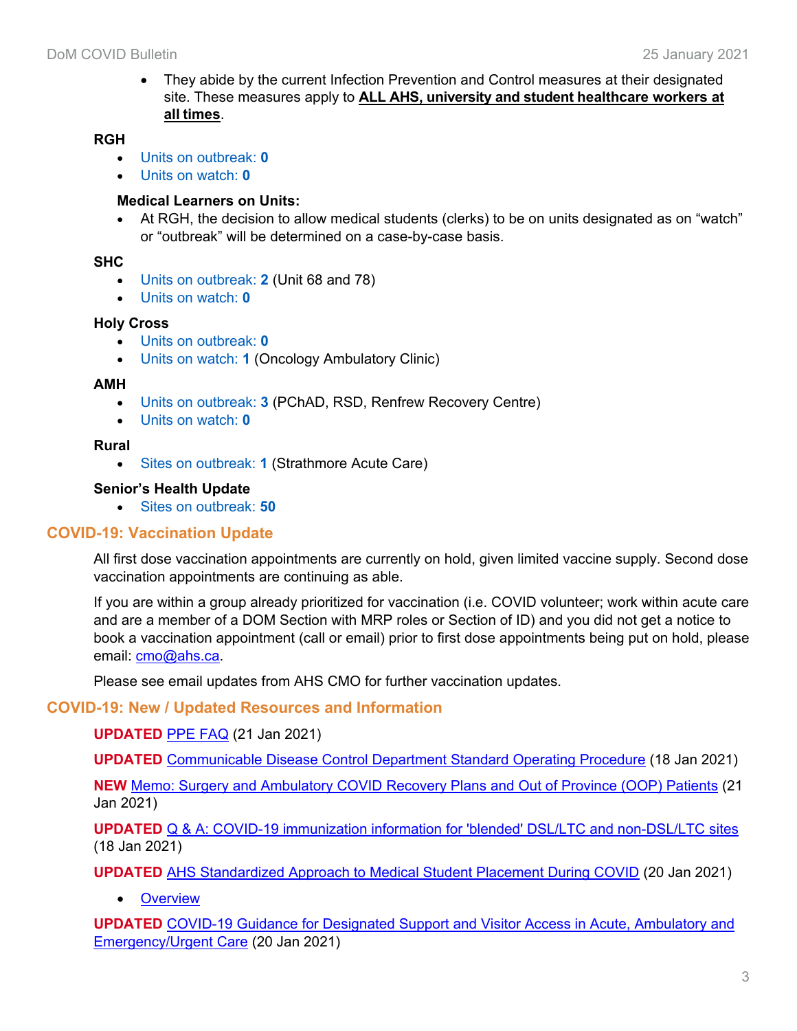- They abide by the current Infection Prevention and Control measures at their designated site. These measures apply to **ALL AHS, university and student healthcare workers at all times**.

**RGH**

- Units on outbreak: **0**
- Units on watch: **0**

**Medical Learners on Units:**

- At RGH, the decision to allow medical students (clerks) to be on units designated as on "watch" or "outbreak" will be determined on a case-by-case basis.

**SHC**

- Units on outbreak: **2** (Unit 68 and 78)
- Units on watch: **0**

**Holy Cross**

- Units on outbreak: **0**
- Units on watch: **1** (Oncology Ambulatory Clinic)

**AMH**

- Units on outbreak: **3** (PChAD, RSD, Renfrew Recovery Centre)
- Units on watch: **0**

**Rural**

- Sites on outbreak: **1** (Strathmore Acute Care)

**Senior's Health Update**

- Sites on outbreak: **50**

## COVID-19: Vaccination Update

All first dose vaccination appointments are currently on hold, given limited vaccine supply. Second dose vaccination appointments are continuing as able.

If you are within a group already prioritized for vaccination (i.e. COVID volunteer; work within acute care and are a member of a DOM Section with MRP roles or Section of ID) and you did not get a notice to book a vaccination appointment (call or email) prior to first dose appointments being put on hold, please email: cmo@ahs.ca.

Please see email updates from AHS CMO for further vaccination updates.

## COVID-19: New / Updated Resources and Information

**UPDATED** PPE FAQ (21 Jan 2021)

**UPDATED** Communicable Disease Control Department Standard Operating Procedure (18 Jan 2021)

**NEW** Memo: Surgery and Ambulatory COVID Recovery Plans and Out of Province (OOP) Patients (21 Jan 2021)

**UPDATED** Q & A: COVID-19 immunization information for 'blended' DSL/LTC and non-DSL/LTC sites (18 Jan 2021)

**UPDATED** AHS Standardized Approach to Medical Student Placement During COVID (20 Jan 2021)

- Overview

**UPDATED** COVID-19 Guidance for Designated Support and Visitor Access in Acute, Ambulatory and Emergency/Urgent Care (20 Jan 2021)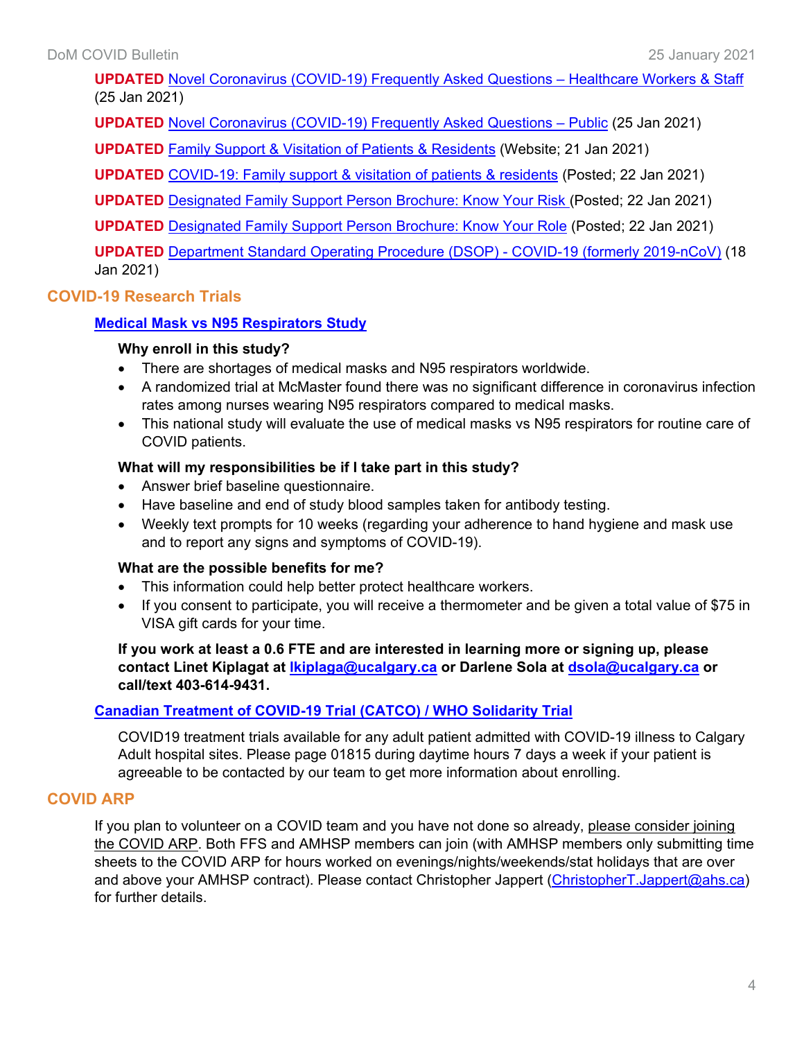**UPDATED** Novel Coronavirus (COVID-19) Frequently Asked Questions – Healthcare Workers & Staff (25 Jan 2021)

**UPDATED** Novel Coronavirus (COVID-19) Frequently Asked Questions – Public (25 Jan 2021)

**UPDATED** Family Support & Visitation of Patients & Residents (Website; 21 Jan 2021)

**UPDATED** COVID-19: Family support & visitation of patients & residents (Posted; 22 Jan 2021)

**UPDATED** Designated Family Support Person Brochure: Know Your Risk (Posted; 22 Jan 2021)

**UPDATED** Designated Family Support Person Brochure: Know Your Role (Posted; 22 Jan 2021)

**UPDATED** Department Standard Operating Procedure (DSOP) - COVID-19 (formerly 2019-nCoV) (18 Jan 2021)

## COVID-19 Research Trials

### Medical Mask vs N95 Respirators Study

**Why enroll in this study?**

- There are shortages of medical masks and N95 respirators worldwide.
- A randomized trial at McMaster found there was no significant difference in coronavirus infection rates among nurses wearing N95 respirators compared to medical masks.
- This national study will evaluate the use of medical masks vs N95 respirators for routine care of COVID patients.

**What will my responsibilities be if I take part in this study?**

- Answer brief baseline questionnaire.
- Have baseline and end of study blood samples taken for antibody testing.
- Weekly text prompts for 10 weeks (regarding your adherence to hand hygiene and mask use and to report any signs and symptoms of COVID-19).

**What are the possible benefits for me?**

- This information could help better protect healthcare workers.
- If you consent to participate, you will receive a thermometer and be given a total value of $75 in VISA gift cards for your time.

**If you work at least a 0.6 FTE and are interested in learning more or signing up, please contact Linet Kiplagat at lkiplaga@ucalgary.ca or Darlene Sola at dsola@ucalgary.ca or call/text 403-614-9431.**

### Canadian Treatment of COVID-19 Trial (CATCO) / WHO Solidarity Trial

COVID19 treatment trials available for any adult patient admitted with COVID-19 illness to Calgary Adult hospital sites. Please page 01815 during daytime hours 7 days a week if your patient is agreeable to be contacted by our team to get more information about enrolling.

## COVID ARP

If you plan to volunteer on a COVID team and you have not done so already, please consider joining the COVID ARP. Both FFS and AMHSP members can join (with AMHSP members only submitting time sheets to the COVID ARP for hours worked on evenings/nights/weekends/stat holidays that are over and above your AMHSP contract). Please contact Christopher Jappert (ChristopherT.Jappert@ahs.ca) for further details.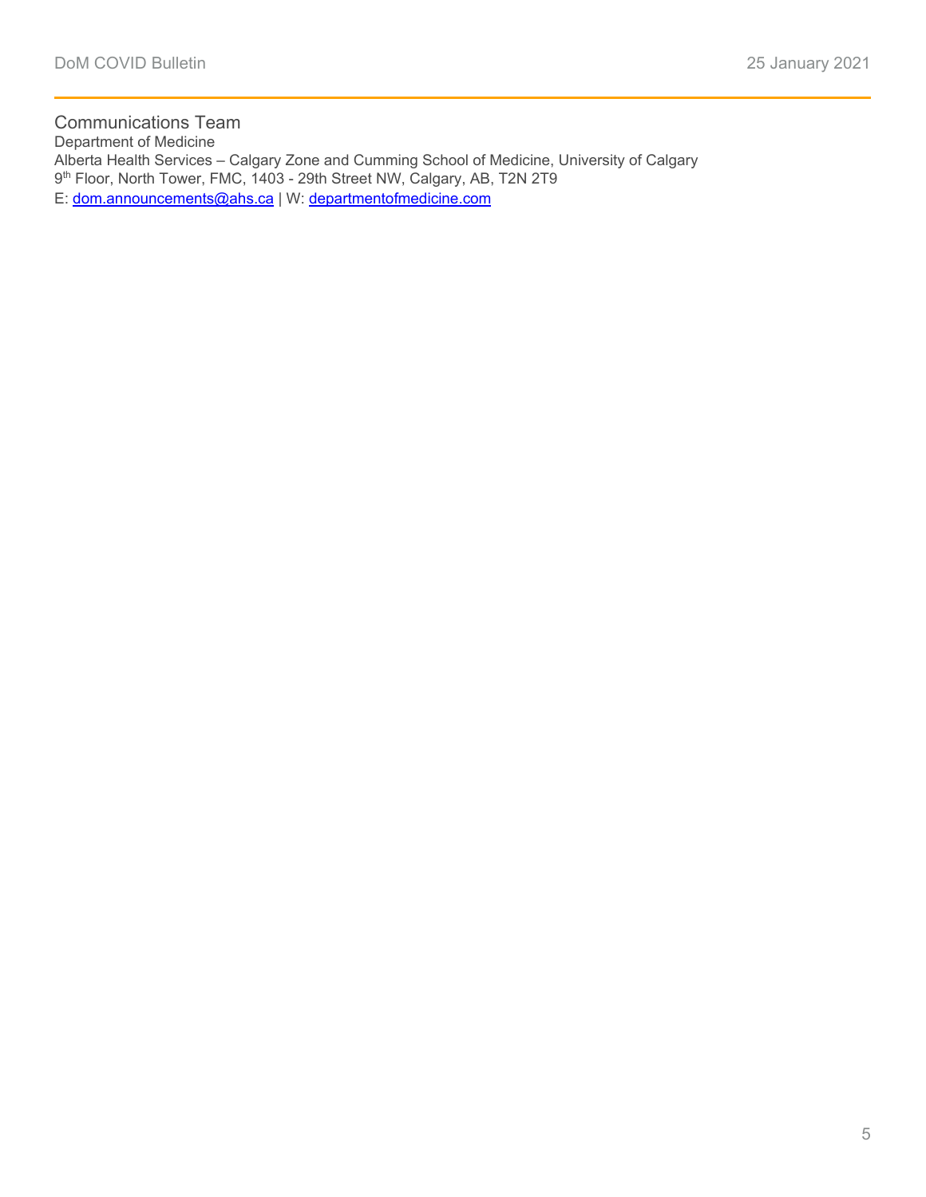Communications Team
Department of Medicine
Alberta Health Services – Calgary Zone and Cumming School of Medicine, University of Calgary
9th Floor, North Tower, FMC, 1403 - 29th Street NW, Calgary, AB, T2N 2T9
E: [dom.announcements@ahs.ca](mailto:dom.announcements@ahs.ca) | W: [departmentofmedicine.com](http://departmentofmedicine.com)